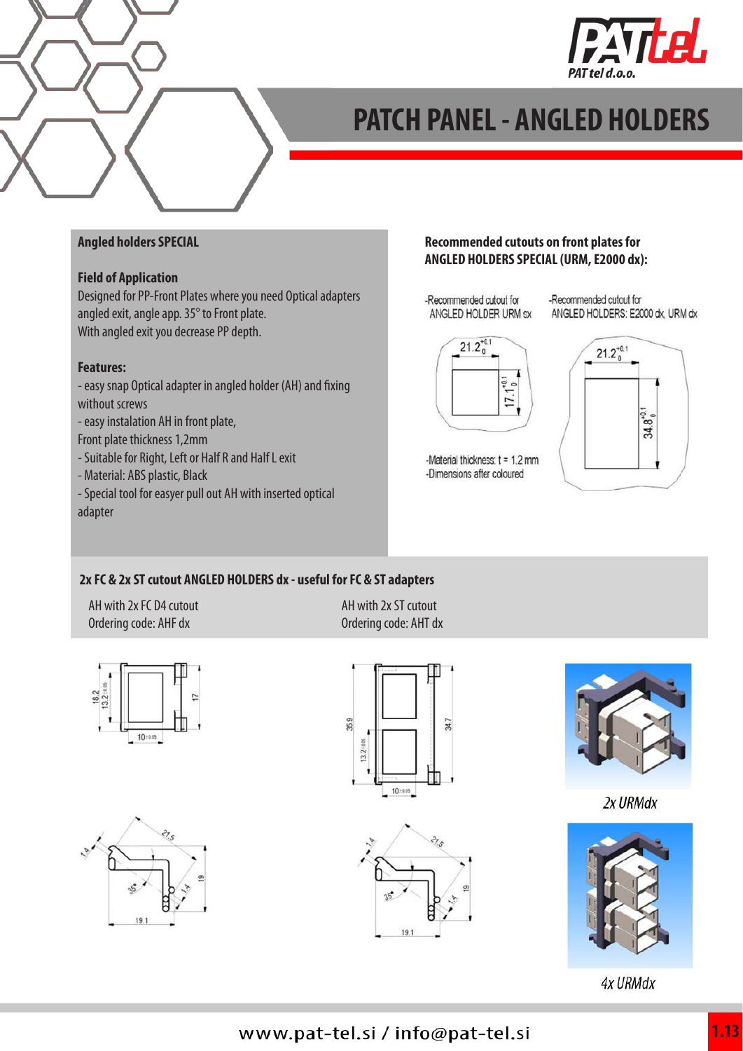# PATCH PANEL - ANGLED HOLDERS

## Angled holders SPECIAL

### Field of Application

Designed for PP-Front Plates where you need Optical adapters angled exit, angle app. 35° to Front plate.
With angled exit you decrease PP depth.

### Features:

- easy snap Optical adapter in angled holder (AH) and fixing without screws
- easy instalation AH in front plate, Front plate thickness 1,2mm
- Suitable for Right, Left or Half R and Half L exit
- Material: ABS plastic, Black
- Special tool for easyer pull out AH with inserted optical adapter

## Recommended cutouts on front plates for ANGLED HOLDERS SPECIAL (URM, E2000 dx):

-Recommended cutout for ANGLED HOLDER URM sx

-Recommended cutout for ANGLED HOLDERS: E2000 dx, URM dx

-Material thickness: t = 1.2 mm
-Dimensions after coloured

## 2x FC & 2x ST cutout ANGLED HOLDERS dx - useful for FC & ST adapters

AH with 2x FC D4 cutout
Ordering code: AHF dx

AH with 2x ST cutout
Ordering code: AHT dx

2x URMdx

4x URMdx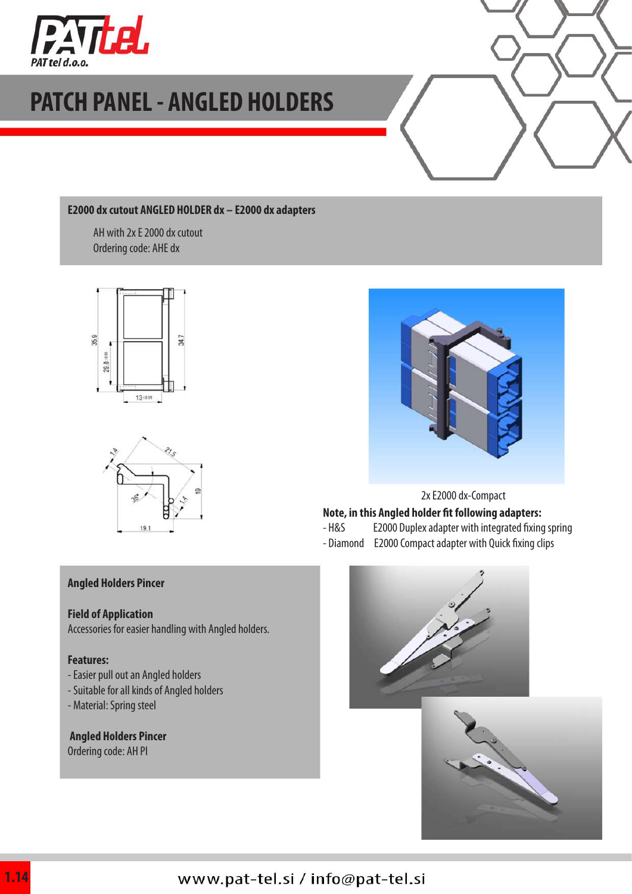# PATCH PANEL - ANGLED HOLDERS

**E2000 dx cutout ANGLED HOLDER dx – E2000 dx adapters**

AH with 2x E 2000 dx cutout
Ordering code: AHE dx

2x E2000 dx-Compact

**Note, in this Angled holder fit following adapters:**

- H&S E2000 Duplex adapter with integrated fixing spring
- Diamond E2000 Compact adapter with Quick fixing clips

**Angled Holders Pincer**

**Field of Application**
Accessories for easier handling with Angled holders.

**Features:**
- Easier pull out an Angled holders
- Suitable for all kinds of Angled holders
- Material: Spring steel

**Angled Holders Pincer**
Ordering code: AH PI